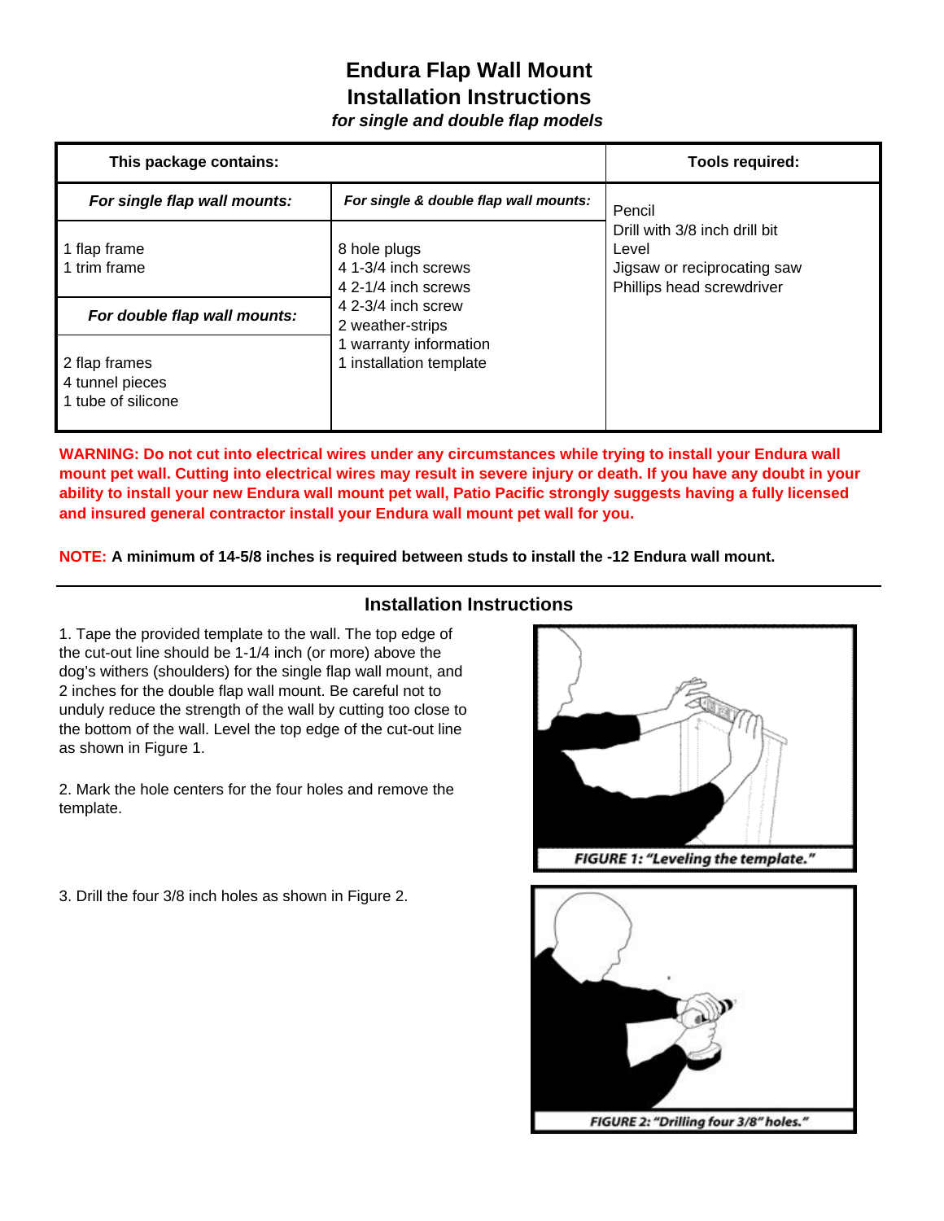# Endura Flap Wall Mount
# Installation Instructions
***for single and double flap models***

| This package contains: | | Tools required: |
|---|---|---|
| ***For single flap wall mounts:*** | ***For single & double flap wall mounts:*** | Pencil<br>Drill with 3/8 inch drill bit<br>Level<br>Jigsaw or reciprocating saw<br>Phillips head screwdriver |
| 1 flap frame<br>1 trim frame | 8 hole plugs<br>4 1-3/4 inch screws<br>4 2-1/4 inch screws<br>4 2-3/4 inch screw<br>2 weather-strips<br>1 warranty information<br>1 installation template | |
| ***For double flap wall mounts:*** | | |
| 2 flap frames<br>4 tunnel pieces<br>1 tube of silicone | | |

**WARNING: Do not cut into electrical wires under any circumstances while trying to install your Endura wall mount pet wall. Cutting into electrical wires may result in severe injury or death. If you have any doubt in your ability to install your new Endura wall mount pet wall, Patio Pacific strongly suggests having a fully licensed and insured general contractor install your Endura wall mount pet wall for you.**

**NOTE: A minimum of 14-5/8 inches is required between studs to install the -12 Endura wall mount.**

---

## Installation Instructions

1. Tape the provided template to the wall. The top edge of the cut-out line should be 1-1/4 inch (or more) above the dog's withers (shoulders) for the single flap wall mount, and 2 inches for the double flap wall mount. Be careful not to unduly reduce the strength of the wall by cutting too close to the bottom of the wall. Level the top edge of the cut-out line as shown in Figure 1.

FIGURE 1: "Leveling the template."

2. Mark the hole centers for the four holes and remove the template.

3. Drill the four 3/8 inch holes as shown in Figure 2.

FIGURE 2: "Drilling four 3/8" holes."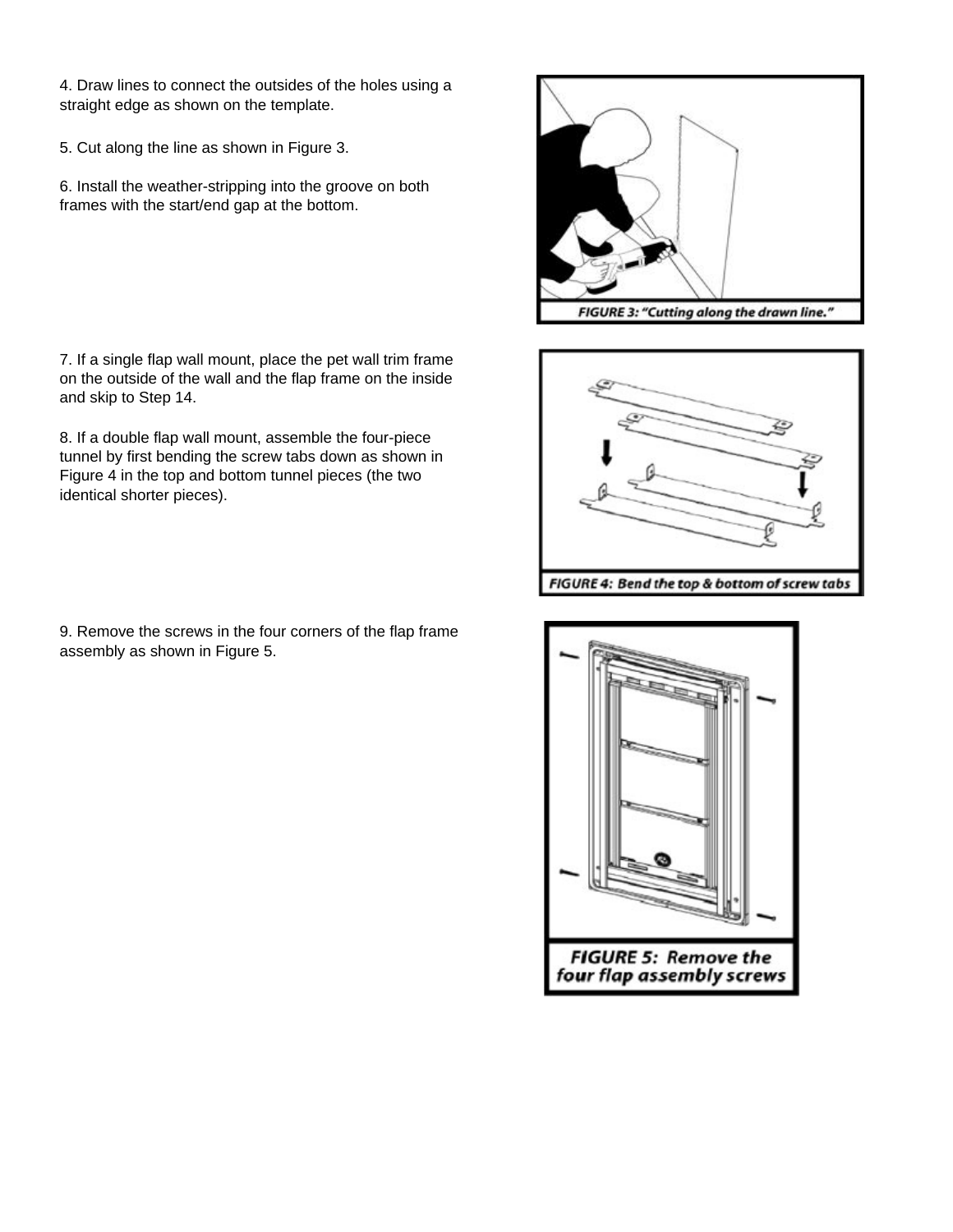4. Draw lines to connect the outsides of the holes using a straight edge as shown on the template.

5. Cut along the line as shown in Figure 3.

6. Install the weather-stripping into the groove on both frames with the start/end gap at the bottom.

*FIGURE 3: "Cutting along the drawn line."*

7. If a single flap wall mount, place the pet wall trim frame on the outside of the wall and the flap frame on the inside and skip to Step 14.

8. If a double flap wall mount, assemble the four-piece tunnel by first bending the screw tabs down as shown in Figure 4 in the top and bottom tunnel pieces (the two identical shorter pieces).

*FIGURE 4: Bend the top & bottom of screw tabs*

9. Remove the screws in the four corners of the flap frame assembly as shown in Figure 5.

**FIGURE 5: Remove the four flap assembly screws**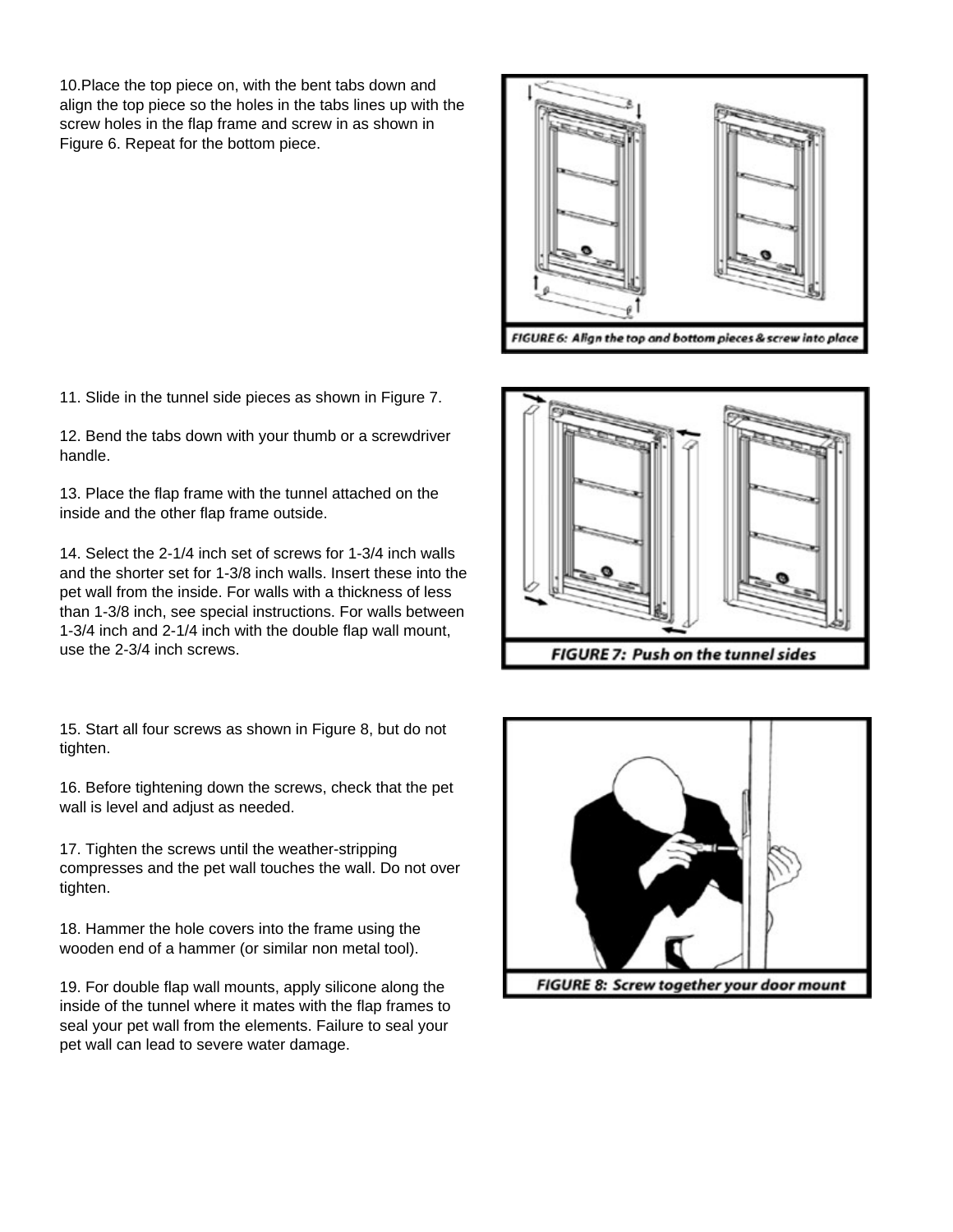10.Place the top piece on, with the bent tabs down and align the top piece so the holes in the tabs lines up with the screw holes in the flap frame and screw in as shown in Figure 6. Repeat for the bottom piece.

FIGURE 6: Align the top and bottom pieces & screw into place

11. Slide in the tunnel side pieces as shown in Figure 7.

12. Bend the tabs down with your thumb or a screwdriver handle.

13. Place the flap frame with the tunnel attached on the inside and the other flap frame outside.

14. Select the 2-1/4 inch set of screws for 1-3/4 inch walls and the shorter set for 1-3/8 inch walls. Insert these into the pet wall from the inside. For walls with a thickness of less than 1-3/8 inch, see special instructions. For walls between 1-3/4 inch and 2-1/4 inch with the double flap wall mount, use the 2-3/4 inch screws.

FIGURE 7: Push on the tunnel sides

15. Start all four screws as shown in Figure 8, but do not tighten.

16. Before tightening down the screws, check that the pet wall is level and adjust as needed.

17. Tighten the screws until the weather-stripping compresses and the pet wall touches the wall. Do not over tighten.

18. Hammer the hole covers into the frame using the wooden end of a hammer (or similar non metal tool).

19. For double flap wall mounts, apply silicone along the inside of the tunnel where it mates with the flap frames to seal your pet wall from the elements. Failure to seal your pet wall can lead to severe water damage.

FIGURE 8: Screw together your door mount